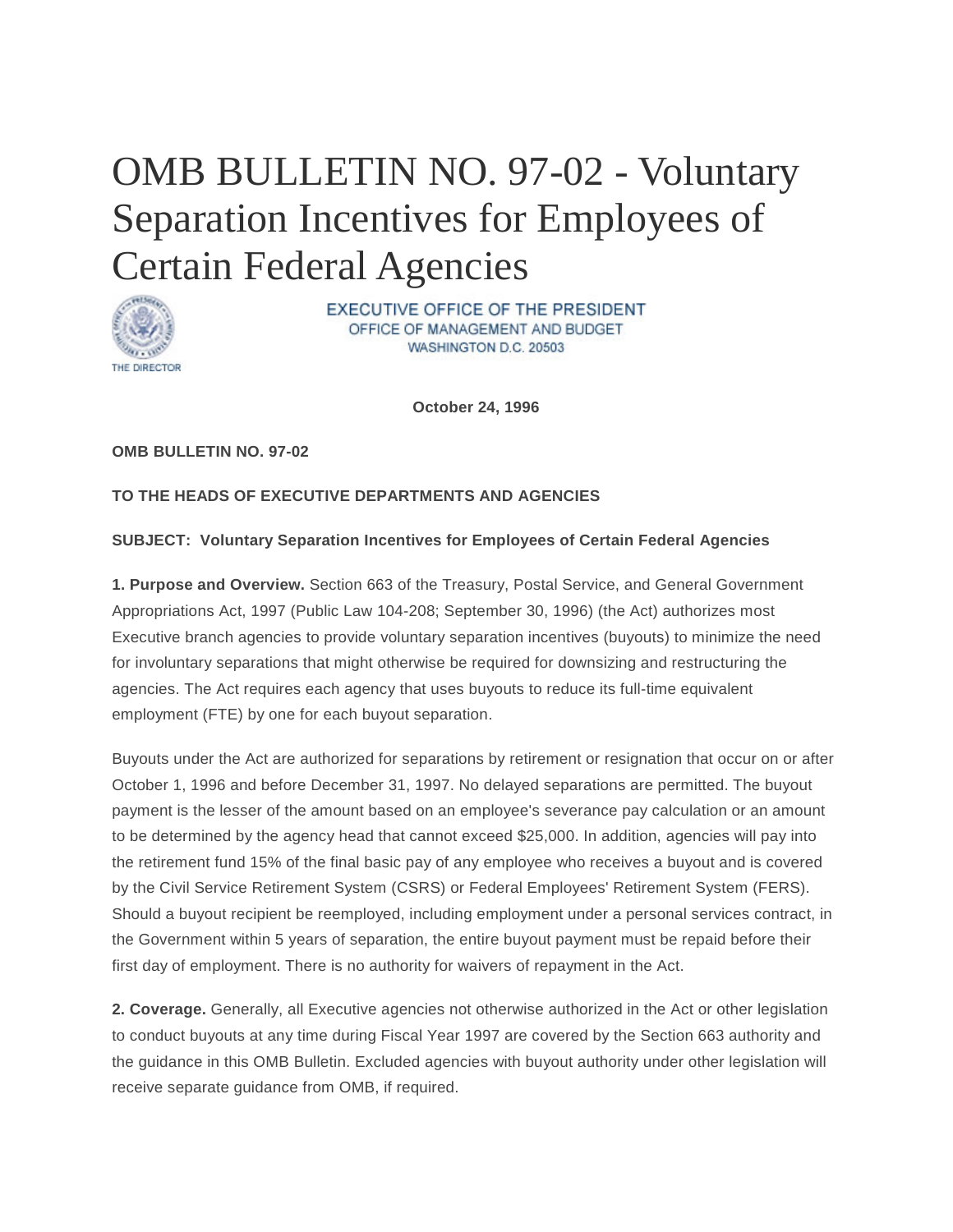# OMB BULLETIN NO. 97-02 - Voluntary Separation Incentives for Employees of Certain Federal Agencies

THE DIRECTOR

EXECUTIVE OFFICE OF THE PRESIDENT
OFFICE OF MANAGEMENT AND BUDGET
WASHINGTON D.C. 20503

**October 24, 1996**

**OMB BULLETIN NO. 97-02**

**TO THE HEADS OF EXECUTIVE DEPARTMENTS AND AGENCIES**

**SUBJECT: Voluntary Separation Incentives for Employees of Certain Federal Agencies**

**1. Purpose and Overview.** Section 663 of the Treasury, Postal Service, and General Government Appropriations Act, 1997 (Public Law 104-208; September 30, 1996) (the Act) authorizes most Executive branch agencies to provide voluntary separation incentives (buyouts) to minimize the need for involuntary separations that might otherwise be required for downsizing and restructuring the agencies. The Act requires each agency that uses buyouts to reduce its full-time equivalent employment (FTE) by one for each buyout separation.

Buyouts under the Act are authorized for separations by retirement or resignation that occur on or after October 1, 1996 and before December 31, 1997. No delayed separations are permitted. The buyout payment is the lesser of the amount based on an employee's severance pay calculation or an amount to be determined by the agency head that cannot exceed $25,000. In addition, agencies will pay into the retirement fund 15% of the final basic pay of any employee who receives a buyout and is covered by the Civil Service Retirement System (CSRS) or Federal Employees' Retirement System (FERS). Should a buyout recipient be reemployed, including employment under a personal services contract, in the Government within 5 years of separation, the entire buyout payment must be repaid before their first day of employment. There is no authority for waivers of repayment in the Act.

**2. Coverage.** Generally, all Executive agencies not otherwise authorized in the Act or other legislation to conduct buyouts at any time during Fiscal Year 1997 are covered by the Section 663 authority and the guidance in this OMB Bulletin. Excluded agencies with buyout authority under other legislation will receive separate guidance from OMB, if required.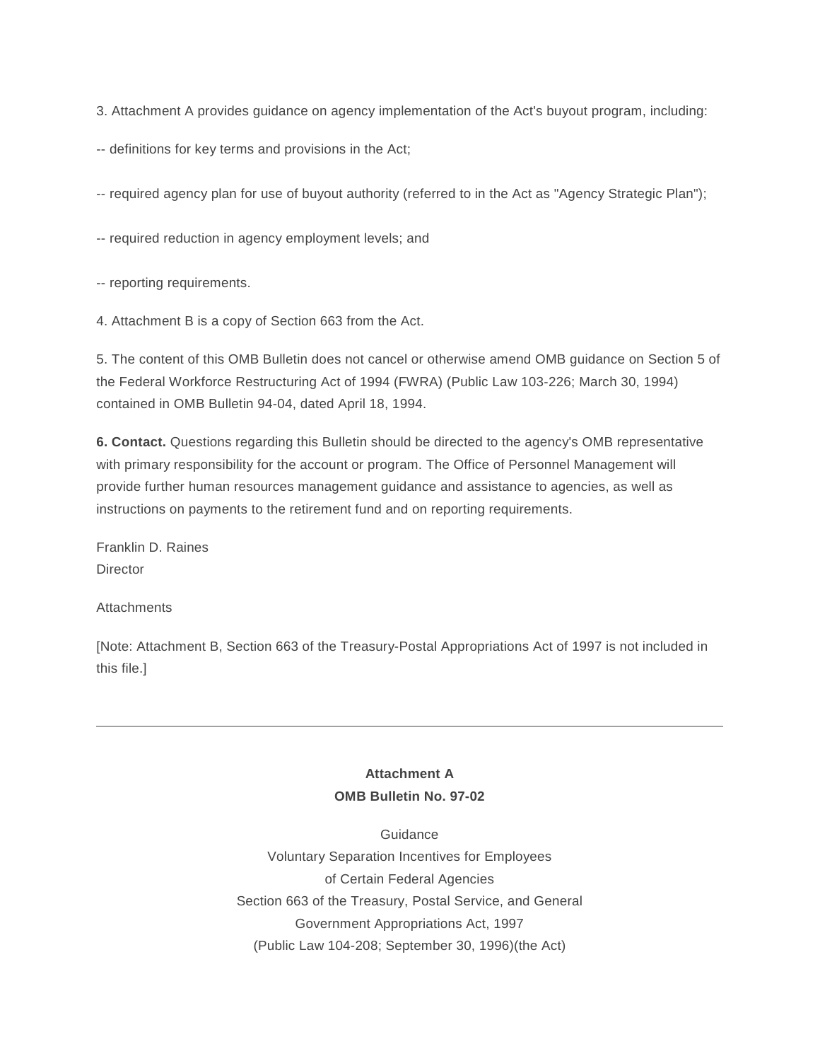3. Attachment A provides guidance on agency implementation of the Act's buyout program, including:

-- definitions for key terms and provisions in the Act;

-- required agency plan for use of buyout authority (referred to in the Act as "Agency Strategic Plan");

-- required reduction in agency employment levels; and

-- reporting requirements.

4. Attachment B is a copy of Section 663 from the Act.

5. The content of this OMB Bulletin does not cancel or otherwise amend OMB guidance on Section 5 of the Federal Workforce Restructuring Act of 1994 (FWRA) (Public Law 103-226; March 30, 1994) contained in OMB Bulletin 94-04, dated April 18, 1994.

**6. Contact.** Questions regarding this Bulletin should be directed to the agency's OMB representative with primary responsibility for the account or program. The Office of Personnel Management will provide further human resources management guidance and assistance to agencies, as well as instructions on payments to the retirement fund and on reporting requirements.

Franklin D. Raines
Director

Attachments

[Note: Attachment B, Section 663 of the Treasury-Postal Appropriations Act of 1997 is not included in this file.]

---

**Attachment A**
**OMB Bulletin No. 97-02**

Guidance
Voluntary Separation Incentives for Employees
of Certain Federal Agencies
Section 663 of the Treasury, Postal Service, and General
Government Appropriations Act, 1997
(Public Law 104-208; September 30, 1996)(the Act)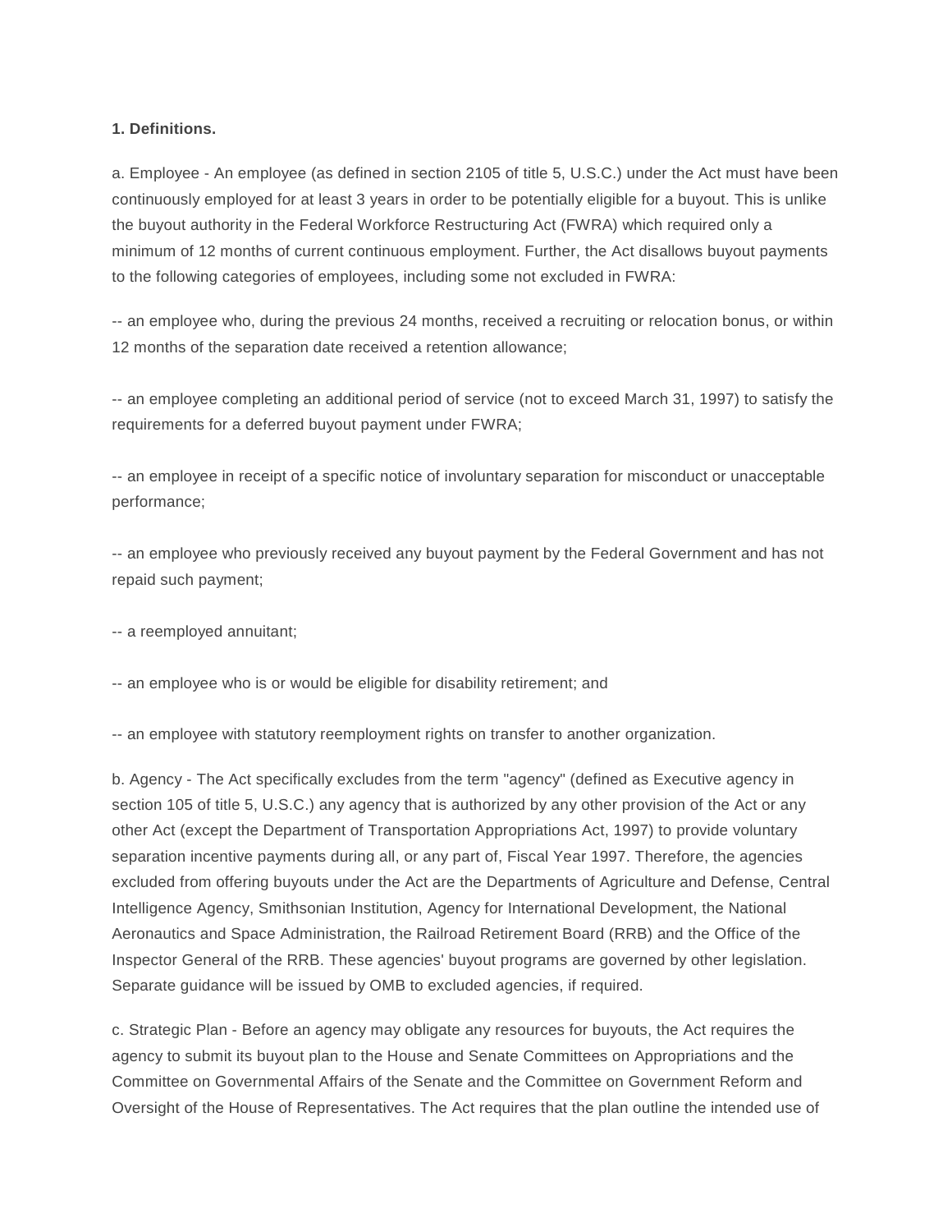**1. Definitions.**

a. Employee - An employee (as defined in section 2105 of title 5, U.S.C.) under the Act must have been continuously employed for at least 3 years in order to be potentially eligible for a buyout. This is unlike the buyout authority in the Federal Workforce Restructuring Act (FWRA) which required only a minimum of 12 months of current continuous employment. Further, the Act disallows buyout payments to the following categories of employees, including some not excluded in FWRA:

-- an employee who, during the previous 24 months, received a recruiting or relocation bonus, or within 12 months of the separation date received a retention allowance;

-- an employee completing an additional period of service (not to exceed March 31, 1997) to satisfy the requirements for a deferred buyout payment under FWRA;

-- an employee in receipt of a specific notice of involuntary separation for misconduct or unacceptable performance;

-- an employee who previously received any buyout payment by the Federal Government and has not repaid such payment;

-- a reemployed annuitant;

-- an employee who is or would be eligible for disability retirement; and

-- an employee with statutory reemployment rights on transfer to another organization.

b. Agency - The Act specifically excludes from the term "agency" (defined as Executive agency in section 105 of title 5, U.S.C.) any agency that is authorized by any other provision of the Act or any other Act (except the Department of Transportation Appropriations Act, 1997) to provide voluntary separation incentive payments during all, or any part of, Fiscal Year 1997. Therefore, the agencies excluded from offering buyouts under the Act are the Departments of Agriculture and Defense, Central Intelligence Agency, Smithsonian Institution, Agency for International Development, the National Aeronautics and Space Administration, the Railroad Retirement Board (RRB) and the Office of the Inspector General of the RRB. These agencies' buyout programs are governed by other legislation. Separate guidance will be issued by OMB to excluded agencies, if required.

c. Strategic Plan - Before an agency may obligate any resources for buyouts, the Act requires the agency to submit its buyout plan to the House and Senate Committees on Appropriations and the Committee on Governmental Affairs of the Senate and the Committee on Government Reform and Oversight of the House of Representatives. The Act requires that the plan outline the intended use of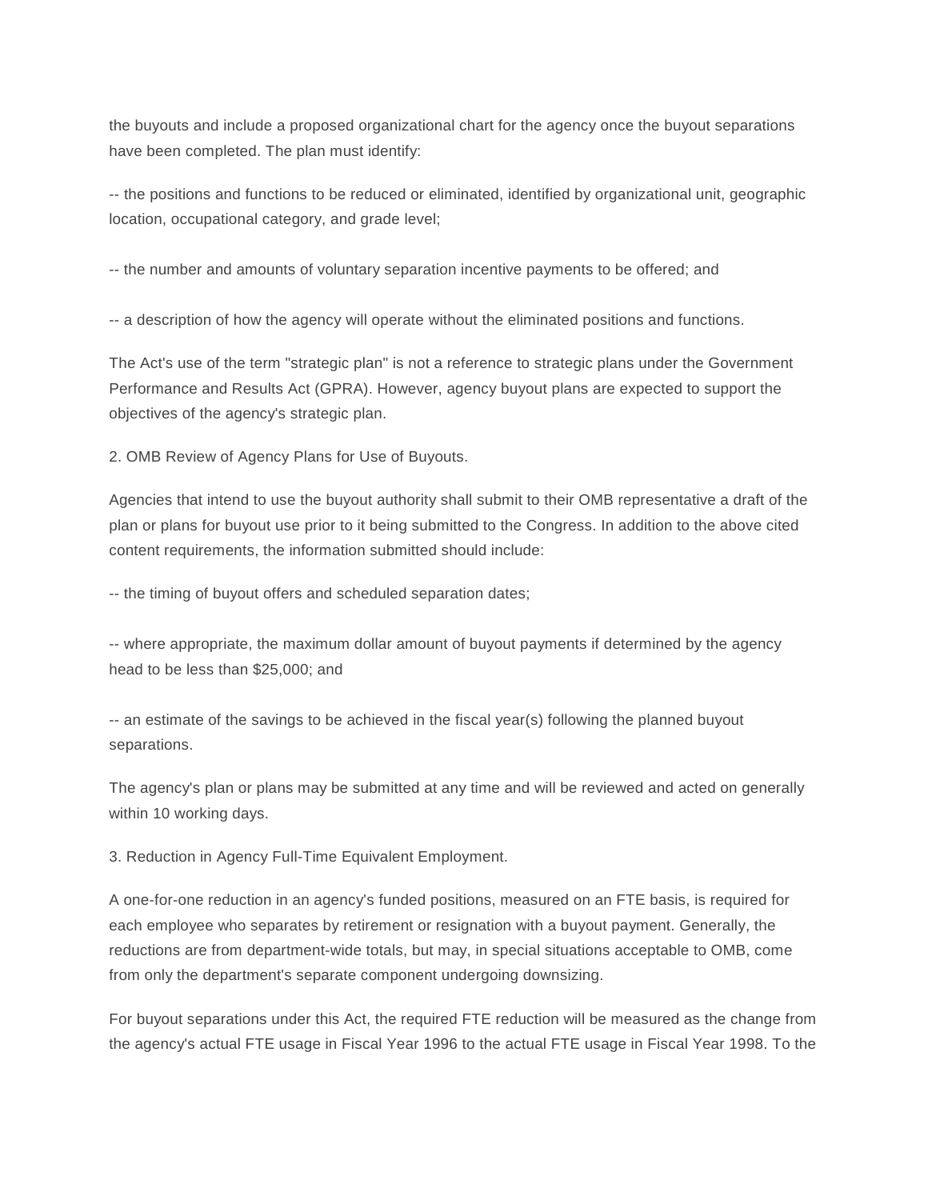the buyouts and include a proposed organizational chart for the agency once the buyout separations have been completed. The plan must identify:

-- the positions and functions to be reduced or eliminated, identified by organizational unit, geographic location, occupational category, and grade level;

-- the number and amounts of voluntary separation incentive payments to be offered; and

-- a description of how the agency will operate without the eliminated positions and functions.

The Act's use of the term "strategic plan" is not a reference to strategic plans under the Government Performance and Results Act (GPRA). However, agency buyout plans are expected to support the objectives of the agency's strategic plan.

2. OMB Review of Agency Plans for Use of Buyouts.

Agencies that intend to use the buyout authority shall submit to their OMB representative a draft of the plan or plans for buyout use prior to it being submitted to the Congress. In addition to the above cited content requirements, the information submitted should include:

-- the timing of buyout offers and scheduled separation dates;

-- where appropriate, the maximum dollar amount of buyout payments if determined by the agency head to be less than $25,000; and

-- an estimate of the savings to be achieved in the fiscal year(s) following the planned buyout separations.

The agency's plan or plans may be submitted at any time and will be reviewed and acted on generally within 10 working days.

3. Reduction in Agency Full-Time Equivalent Employment.

A one-for-one reduction in an agency's funded positions, measured on an FTE basis, is required for each employee who separates by retirement or resignation with a buyout payment. Generally, the reductions are from department-wide totals, but may, in special situations acceptable to OMB, come from only the department's separate component undergoing downsizing.

For buyout separations under this Act, the required FTE reduction will be measured as the change from the agency's actual FTE usage in Fiscal Year 1996 to the actual FTE usage in Fiscal Year 1998. To the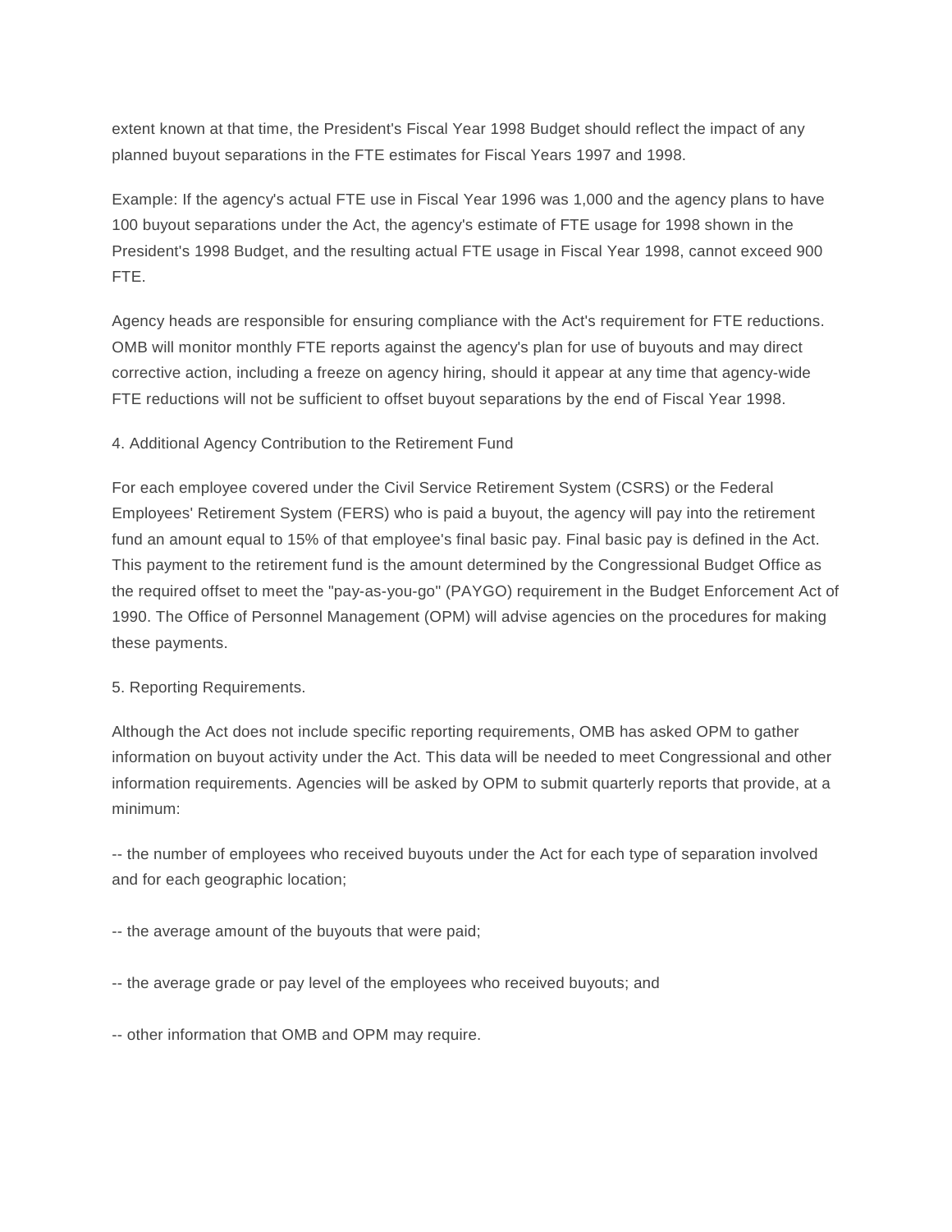extent known at that time, the President's Fiscal Year 1998 Budget should reflect the impact of any planned buyout separations in the FTE estimates for Fiscal Years 1997 and 1998.

Example: If the agency's actual FTE use in Fiscal Year 1996 was 1,000 and the agency plans to have 100 buyout separations under the Act, the agency's estimate of FTE usage for 1998 shown in the President's 1998 Budget, and the resulting actual FTE usage in Fiscal Year 1998, cannot exceed 900 FTE.

Agency heads are responsible for ensuring compliance with the Act's requirement for FTE reductions. OMB will monitor monthly FTE reports against the agency's plan for use of buyouts and may direct corrective action, including a freeze on agency hiring, should it appear at any time that agency-wide FTE reductions will not be sufficient to offset buyout separations by the end of Fiscal Year 1998.

4. Additional Agency Contribution to the Retirement Fund

For each employee covered under the Civil Service Retirement System (CSRS) or the Federal Employees' Retirement System (FERS) who is paid a buyout, the agency will pay into the retirement fund an amount equal to 15% of that employee's final basic pay. Final basic pay is defined in the Act. This payment to the retirement fund is the amount determined by the Congressional Budget Office as the required offset to meet the "pay-as-you-go" (PAYGO) requirement in the Budget Enforcement Act of 1990. The Office of Personnel Management (OPM) will advise agencies on the procedures for making these payments.

5. Reporting Requirements.

Although the Act does not include specific reporting requirements, OMB has asked OPM to gather information on buyout activity under the Act. This data will be needed to meet Congressional and other information requirements. Agencies will be asked by OPM to submit quarterly reports that provide, at a minimum:

-- the number of employees who received buyouts under the Act for each type of separation involved and for each geographic location;

-- the average amount of the buyouts that were paid;

-- the average grade or pay level of the employees who received buyouts; and

-- other information that OMB and OPM may require.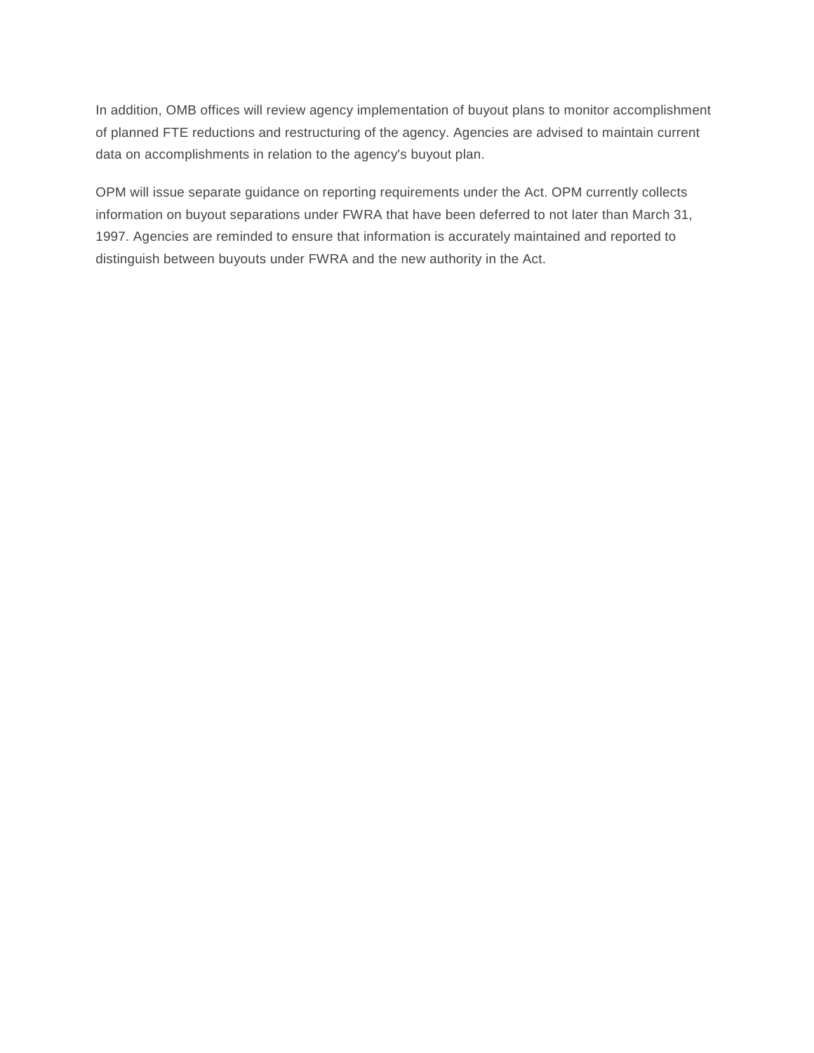In addition, OMB offices will review agency implementation of buyout plans to monitor accomplishment of planned FTE reductions and restructuring of the agency. Agencies are advised to maintain current data on accomplishments in relation to the agency's buyout plan.

OPM will issue separate guidance on reporting requirements under the Act. OPM currently collects information on buyout separations under FWRA that have been deferred to not later than March 31, 1997. Agencies are reminded to ensure that information is accurately maintained and reported to distinguish between buyouts under FWRA and the new authority in the Act.